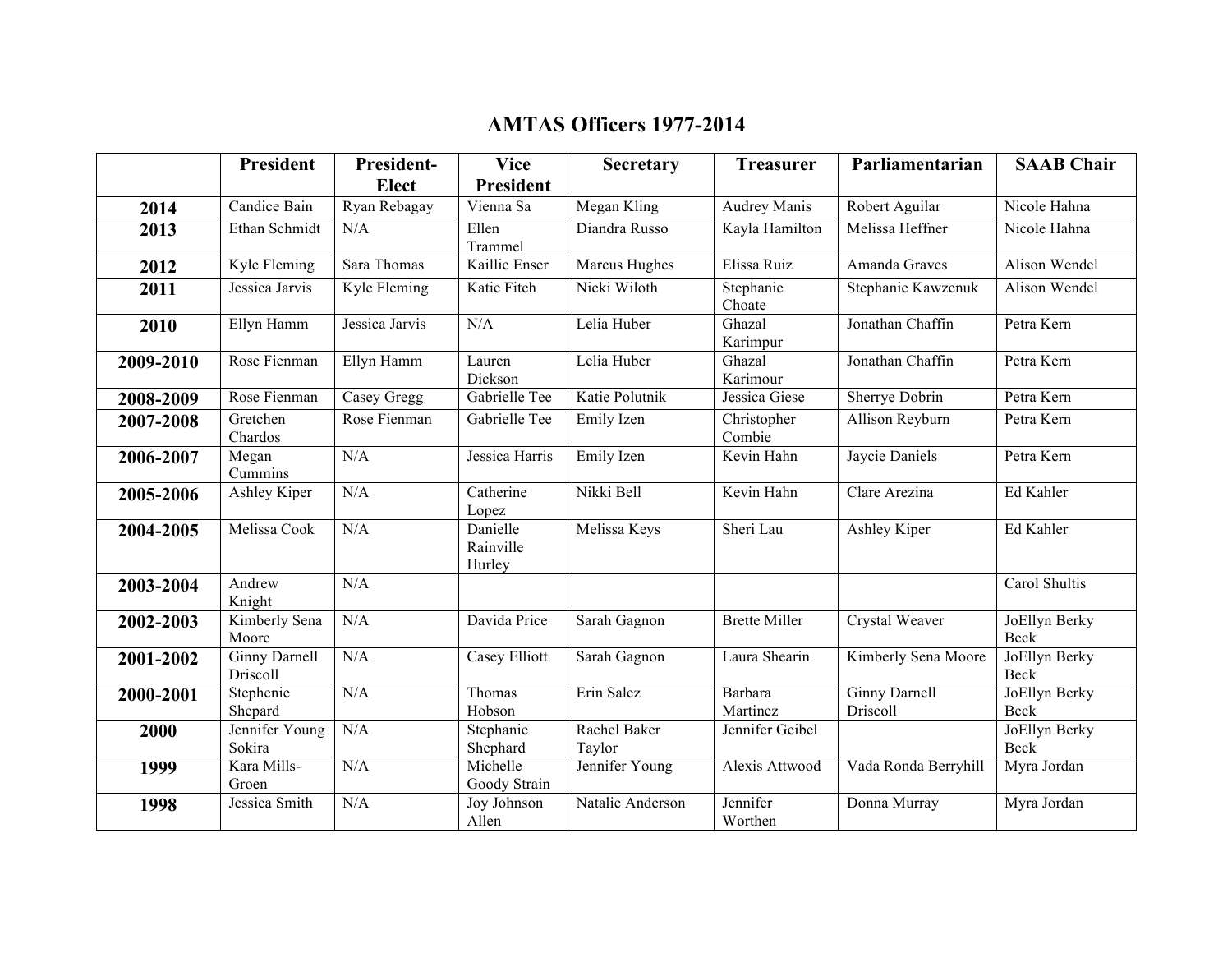# AMTAS Officers 1977-2014

| | President | President-Elect | Vice President | Secretary | Treasurer | Parliamentarian | SAAB Chair |
|---|---|---|---|---|---|---|---|
| **2014** | Candice Bain | Ryan Rebagay | Vienna Sa | Megan Kling | Audrey Manis | Robert Aguilar | Nicole Hahna |
| **2013** | Ethan Schmidt | N/A | Ellen Trammel | Diandra Russo | Kayla Hamilton | Melissa Heffner | Nicole Hahna |
| **2012** | Kyle Fleming | Sara Thomas | Kaillie Enser | Marcus Hughes | Elissa Ruiz | Amanda Graves | Alison Wendel |
| **2011** | Jessica Jarvis | Kyle Fleming | Katie Fitch | Nicki Wiloth | Stephanie Choate | Stephanie Kawzenuk | Alison Wendel |
| **2010** | Ellyn Hamm | Jessica Jarvis | N/A | Lelia Huber | Ghazal Karimpur | Jonathan Chaffin | Petra Kern |
| **2009-2010** | Rose Fienman | Ellyn Hamm | Lauren Dickson | Lelia Huber | Ghazal Karimour | Jonathan Chaffin | Petra Kern |
| **2008-2009** | Rose Fienman | Casey Gregg | Gabrielle Tee | Katie Polutnik | Jessica Giese | Sherrye Dobrin | Petra Kern |
| **2007-2008** | Gretchen Chardos | Rose Fienman | Gabrielle Tee | Emily Izen | Christopher Combie | Allison Reyburn | Petra Kern |
| **2006-2007** | Megan Cummins | N/A | Jessica Harris | Emily Izen | Kevin Hahn | Jaycie Daniels | Petra Kern |
| **2005-2006** | Ashley Kiper | N/A | Catherine Lopez | Nikki Bell | Kevin Hahn | Clare Arezina | Ed Kahler |
| **2004-2005** | Melissa Cook | N/A | Danielle Rainville Hurley | Melissa Keys | Sheri Lau | Ashley Kiper | Ed Kahler |
| **2003-2004** | Andrew Knight | N/A | | | | | Carol Shultis |
| **2002-2003** | Kimberly Sena Moore | N/A | Davida Price | Sarah Gagnon | Brette Miller | Crystal Weaver | JoEllyn Berky Beck |
| **2001-2002** | Ginny Darnell Driscoll | N/A | Casey Elliott | Sarah Gagnon | Laura Shearin | Kimberly Sena Moore | JoEllyn Berky Beck |
| **2000-2001** | Stephenie Shepard | N/A | Thomas Hobson | Erin Salez | Barbara Martinez | Ginny Darnell Driscoll | JoEllyn Berky Beck |
| **2000** | Jennifer Young Sokira | N/A | Stephanie Shephard | Rachel Baker Taylor | Jennifer Geibel | | JoEllyn Berky Beck |
| **1999** | Kara Mills-Groen | N/A | Michelle Goody Strain | Jennifer Young | Alexis Attwood | Vada Ronda Berryhill | Myra Jordan |
| **1998** | Jessica Smith | N/A | Joy Johnson Allen | Natalie Anderson | Jennifer Worthen | Donna Murray | Myra Jordan |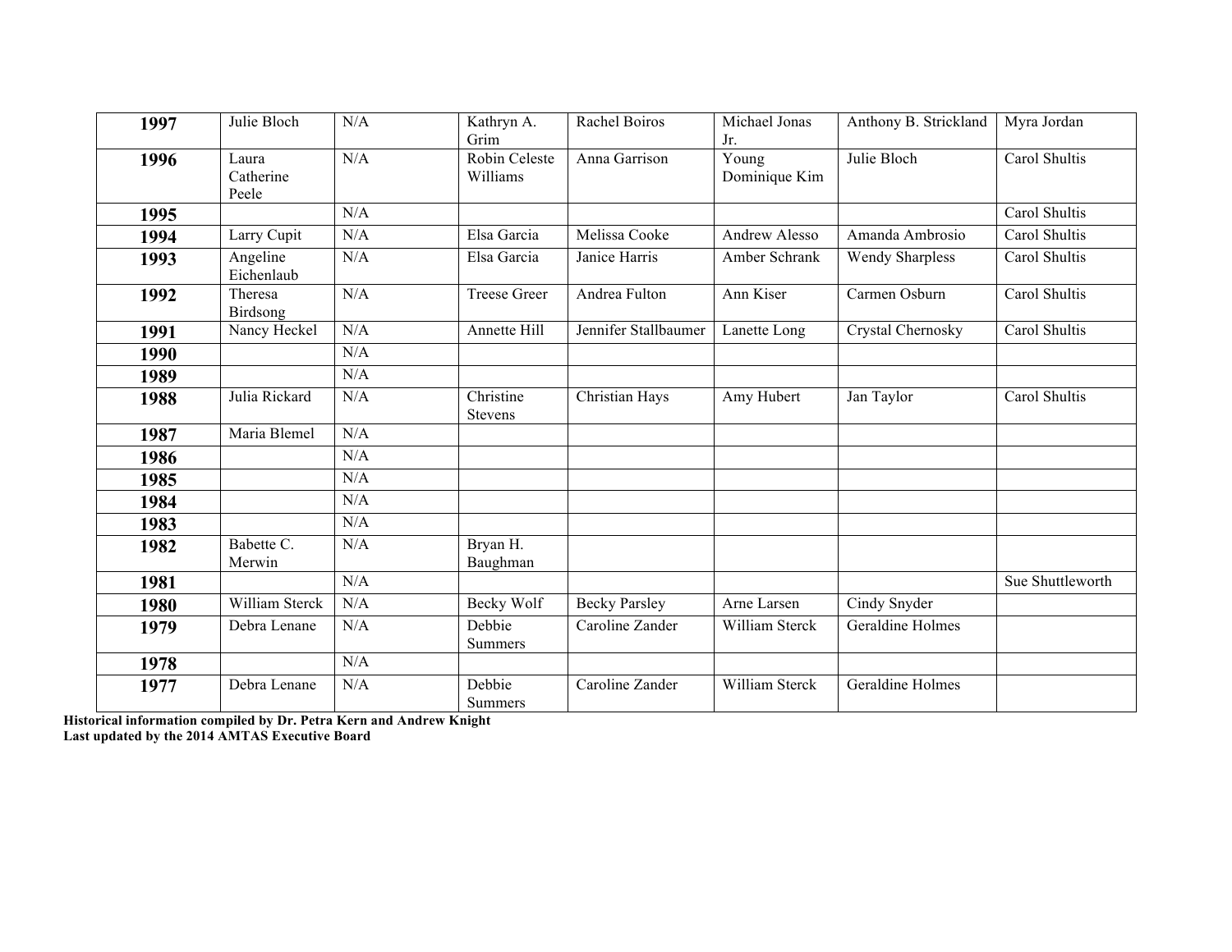| | | | | | | | |
|---|---|---|---|---|---|---|---|
| **1997** | Julie Bloch | N/A | Kathryn A. Grim | Rachel Boiros | Michael Jonas Jr. | Anthony B. Strickland | Myra Jordan |
| **1996** | Laura Catherine Peele | N/A | Robin Celeste Williams | Anna Garrison | Young Dominique Kim | Julie Bloch | Carol Shultis |
| **1995** | | N/A | | | | | Carol Shultis |
| **1994** | Larry Cupit | N/A | Elsa Garcia | Melissa Cooke | Andrew Alesso | Amanda Ambrosio | Carol Shultis |
| **1993** | Angeline Eichenlaub | N/A | Elsa Garcia | Janice Harris | Amber Schrank | Wendy Sharpless | Carol Shultis |
| **1992** | Theresa Birdsong | N/A | Treese Greer | Andrea Fulton | Ann Kiser | Carmen Osburn | Carol Shultis |
| **1991** | Nancy Heckel | N/A | Annette Hill | Jennifer Stallbaumer | Lanette Long | Crystal Chernosky | Carol Shultis |
| **1990** | | N/A | | | | | |
| **1989** | | N/A | | | | | |
| **1988** | Julia Rickard | N/A | Christine Stevens | Christian Hays | Amy Hubert | Jan Taylor | Carol Shultis |
| **1987** | Maria Blemel | N/A | | | | | |
| **1986** | | N/A | | | | | |
| **1985** | | N/A | | | | | |
| **1984** | | N/A | | | | | |
| **1983** | | N/A | | | | | |
| **1982** | Babette C. Merwin | N/A | Bryan H. Baughman | | | | |
| **1981** | | N/A | | | | | Sue Shuttleworth |
| **1980** | William Sterck | N/A | Becky Wolf | Becky Parsley | Arne Larsen | Cindy Snyder | |
| **1979** | Debra Lenane | N/A | Debbie Summers | Caroline Zander | William Sterck | Geraldine Holmes | |
| **1978** | | N/A | | | | | |
| **1977** | Debra Lenane | N/A | Debbie Summers | Caroline Zander | William Sterck | Geraldine Holmes | |

**Historical information compiled by Dr. Petra Kern and Andrew Knight**
**Last updated by the 2014 AMTAS Executive Board**